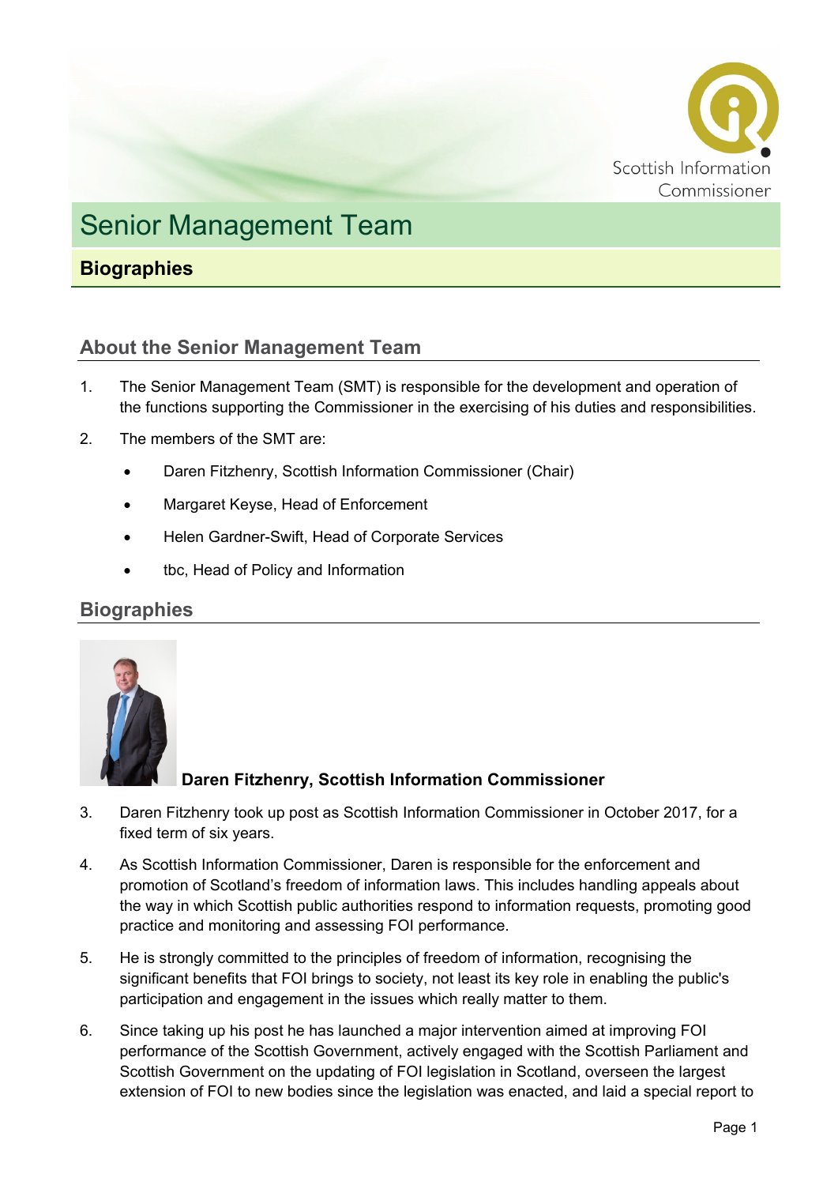# Senior Management Team

## Biographies

### About the Senior Management Team

1. The Senior Management Team (SMT) is responsible for the development and operation of the functions supporting the Commissioner in the exercising of his duties and responsibilities.

2. The members of the SMT are:

   - Daren Fitzhenry, Scottish Information Commissioner (Chair)
   - Margaret Keyse, Head of Enforcement
   - Helen Gardner-Swift, Head of Corporate Services
   - tbc, Head of Policy and Information

### Biographies

**Daren Fitzhenry, Scottish Information Commissioner**

3. Daren Fitzhenry took up post as Scottish Information Commissioner in October 2017, for a fixed term of six years.

4. As Scottish Information Commissioner, Daren is responsible for the enforcement and promotion of Scotland's freedom of information laws. This includes handling appeals about the way in which Scottish public authorities respond to information requests, promoting good practice and monitoring and assessing FOI performance.

5. He is strongly committed to the principles of freedom of information, recognising the significant benefits that FOI brings to society, not least its key role in enabling the public's participation and engagement in the issues which really matter to them.

6. Since taking up his post he has launched a major intervention aimed at improving FOI performance of the Scottish Government, actively engaged with the Scottish Parliament and Scottish Government on the updating of FOI legislation in Scotland, overseen the largest extension of FOI to new bodies since the legislation was enacted, and laid a special report to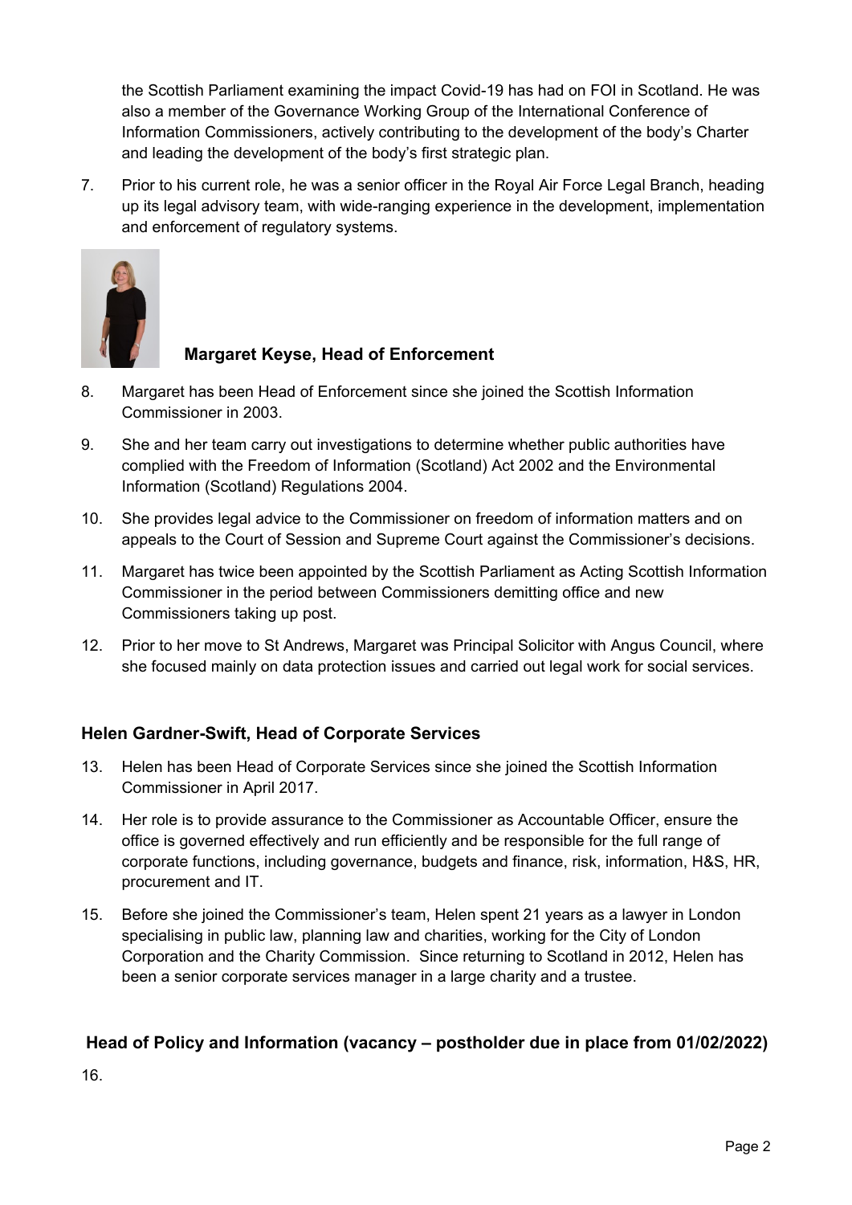the Scottish Parliament examining the impact Covid-19 has had on FOI in Scotland. He was also a member of the Governance Working Group of the International Conference of Information Commissioners, actively contributing to the development of the body's Charter and leading the development of the body's first strategic plan.

7. Prior to his current role, he was a senior officer in the Royal Air Force Legal Branch, heading up its legal advisory team, with wide-ranging experience in the development, implementation and enforcement of regulatory systems.

### Margaret Keyse, Head of Enforcement

8. Margaret has been Head of Enforcement since she joined the Scottish Information Commissioner in 2003.

9. She and her team carry out investigations to determine whether public authorities have complied with the Freedom of Information (Scotland) Act 2002 and the Environmental Information (Scotland) Regulations 2004.

10. She provides legal advice to the Commissioner on freedom of information matters and on appeals to the Court of Session and Supreme Court against the Commissioner's decisions.

11. Margaret has twice been appointed by the Scottish Parliament as Acting Scottish Information Commissioner in the period between Commissioners demitting office and new Commissioners taking up post.

12. Prior to her move to St Andrews, Margaret was Principal Solicitor with Angus Council, where she focused mainly on data protection issues and carried out legal work for social services.

### Helen Gardner-Swift, Head of Corporate Services

13. Helen has been Head of Corporate Services since she joined the Scottish Information Commissioner in April 2017.

14. Her role is to provide assurance to the Commissioner as Accountable Officer, ensure the office is governed effectively and run efficiently and be responsible for the full range of corporate functions, including governance, budgets and finance, risk, information, H&S, HR, procurement and IT.

15. Before she joined the Commissioner's team, Helen spent 21 years as a lawyer in London specialising in public law, planning law and charities, working for the City of London Corporation and the Charity Commission. Since returning to Scotland in 2012, Helen has been a senior corporate services manager in a large charity and a trustee.

### Head of Policy and Information (vacancy – postholder due in place from 01/02/2022)

16.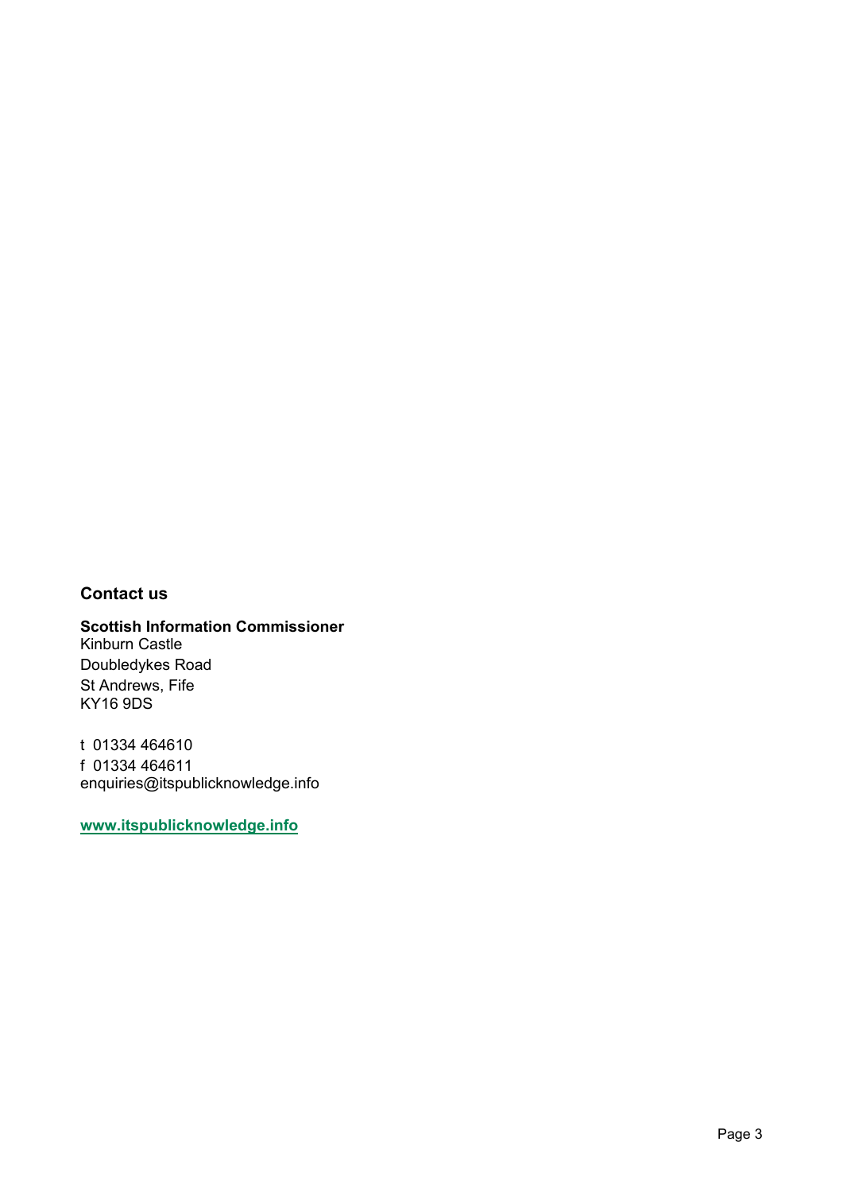## Contact us

**Scottish Information Commissioner**
Kinburn Castle
Doubledykes Road
St Andrews, Fife
KY16 9DS

t 01334 464610
f 01334 464611
enquiries@itspublicknowledge.info

**www.itspublicknowledge.info**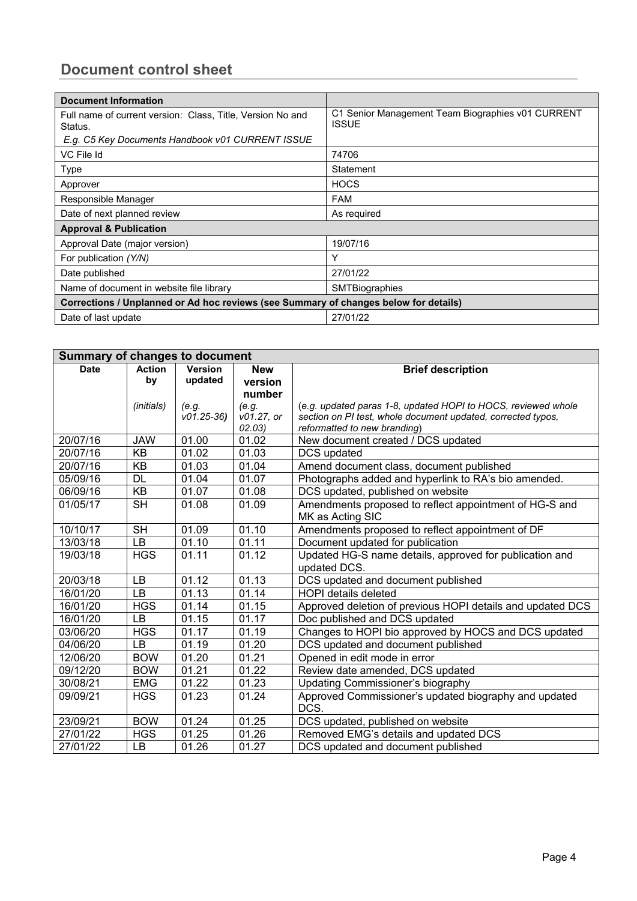## Document control sheet

| **Document Information** | |
|---|---|
| Full name of current version: Class, Title, Version No and Status.<br>*E.g. C5 Key Documents Handbook v01 CURRENT ISSUE* | C1 Senior Management Team Biographies v01 CURRENT ISSUE |
| VC File Id | 74706 |
| Type | Statement |
| Approver | HOCS |
| Responsible Manager | FAM |
| Date of next planned review | As required |
| **Approval & Publication** | |
| Approval Date (major version) | 19/07/16 |
| For publication *(Y/N)* | Y |
| Date published | 27/01/22 |
| Name of document in website file library | SMTBiographies |
| **Corrections / Unplanned or Ad hoc reviews (see Summary of changes below for details)** | |
| Date of last update | 27/01/22 |

**Summary of changes to document**

| Date | Action by | Version updated | New version number | Brief description |
|---|---|---|---|---|
| | *(initials)* | *(e.g. v01.25-36)* | *(e.g. v01.27, or 02.03)* | (*e.g. updated paras 1-8, updated HOPI to HOCS, reviewed whole section on PI test, whole document updated, corrected typos, reformatted to new branding*) |
| 20/07/16 | JAW | 01.00 | 01.02 | New document created / DCS updated |
| 20/07/16 | KB | 01.02 | 01.03 | DCS updated |
| 20/07/16 | KB | 01.03 | 01.04 | Amend document class, document published |
| 05/09/16 | DL | 01.04 | 01.07 | Photographs added and hyperlink to RA's bio amended. |
| 06/09/16 | KB | 01.07 | 01.08 | DCS updated, published on website |
| 01/05/17 | SH | 01.08 | 01.09 | Amendments proposed to reflect appointment of HG-S and MK as Acting SIC |
| 10/10/17 | SH | 01.09 | 01.10 | Amendments proposed to reflect appointment of DF |
| 13/03/18 | LB | 01.10 | 01.11 | Document updated for publication |
| 19/03/18 | HGS | 01.11 | 01.12 | Updated HG-S name details, approved for publication and updated DCS. |
| 20/03/18 | LB | 01.12 | 01.13 | DCS updated and document published |
| 16/01/20 | LB | 01.13 | 01.14 | HOPI details deleted |
| 16/01/20 | HGS | 01.14 | 01.15 | Approved deletion of previous HOPI details and updated DCS |
| 16/01/20 | LB | 01.15 | 01.17 | Doc published and DCS updated |
| 03/06/20 | HGS | 01.17 | 01.19 | Changes to HOPI bio approved by HOCS and DCS updated |
| 04/06/20 | LB | 01.19 | 01.20 | DCS updated and document published |
| 12/06/20 | BOW | 01.20 | 01.21 | Opened in edit mode in error |
| 09/12/20 | BOW | 01.21 | 01.22 | Review date amended, DCS updated |
| 30/08/21 | EMG | 01.22 | 01.23 | Updating Commissioner's biography |
| 09/09/21 | HGS | 01.23 | 01.24 | Approved Commissioner's updated biography and updated DCS. |
| 23/09/21 | BOW | 01.24 | 01.25 | DCS updated, published on website |
| 27/01/22 | HGS | 01.25 | 01.26 | Removed EMG's details and updated DCS |
| 27/01/22 | LB | 01.26 | 01.27 | DCS updated and document published |